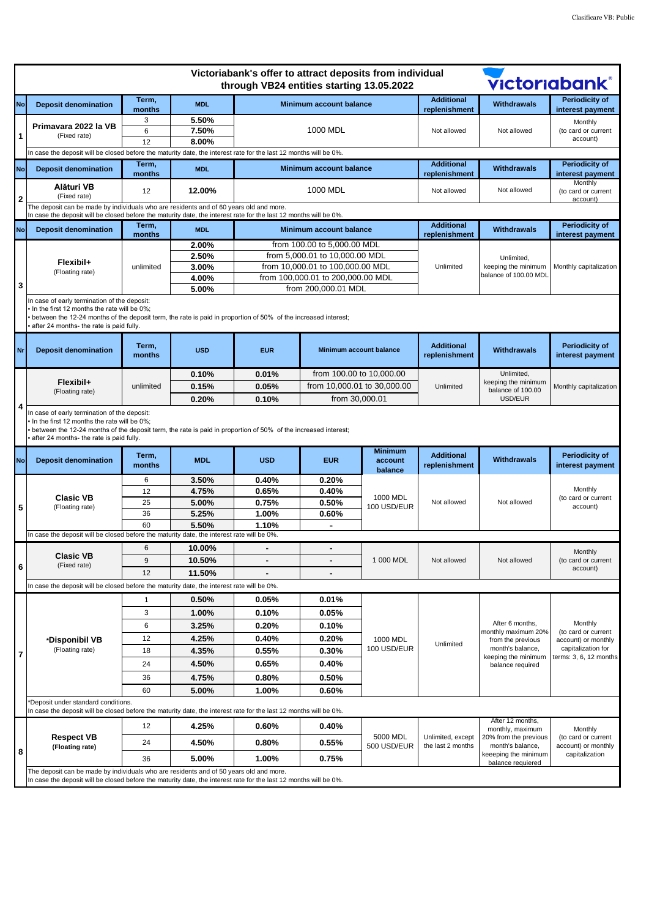# Victoriabank's offer to attract deposits from individual through VB24 entities starting 13.05.2022

victoriabank

| No | Deposit denomination | Term, months | MDL | Minimum account balance | Additional replenishment | Withdrawals | Periodicity of interest payment |
|---|---|---|---|---|---|---|---|
| 1 | **Primavara 2022 la VB** (Fixed rate) | 3 | **5.50%** | 1000 MDL | Not allowed | Not allowed | Monthly (to card or current account) |
| | | 6 | **7.50%** | | | | |
| | | 12 | **8.00%** | | | | |

In case the deposit will be closed before the maturity date, the interest rate for the last 12 months will be 0%.

| No | Deposit denomination | Term, months | MDL | Minimum account balance | Additional replenishment | Withdrawals | Periodicity of interest payment |
|---|---|---|---|---|---|---|---|
| 2 | **Alături VB** (Fixed rate) | 12 | **12.00%** | 1000 MDL | Not allowed | Not allowed | Monthly (to card or current account) |

The deposit can be made by individuals who are residents and of 60 years old and more.
In case the deposit will be closed before the maturity date, the interest rate for the last 12 months will be 0%.

| No | Deposit denomination | Term, months | MDL | Minimum account balance | Additional replenishment | Withdrawals | Periodicity of interest payment |
|---|---|---|---|---|---|---|---|
| 3 | **Flexibil+** (Floating rate) | unlimited | **2.00%** | from 100.00 to 5,000.00 MDL | Unlimited | Unlimited, keeping the minimum balance of 100.00 MDL | Monthly capitalization |
| | | | **2.50%** | from 5,000.01 to 10,000.00 MDL | | | |
| | | | **3.00%** | from 10,000.01 to 100,000.00 MDL | | | |
| | | | **4.00%** | from 100,000.01 to 200,000.00 MDL | | | |
| | | | **5.00%** | from 200,000.01 MDL | | | |

In case of early termination of the deposit:
- In the first 12 months the rate will be 0%;
- between the 12-24 months of the deposit term, the rate is paid in proportion of 50% of the increased interest;
- after 24 months- the rate is paid fully.

| Nr | Deposit denomination | Term, months | USD | EUR | Minimum account balance | Additional replenishment | Withdrawals | Periodicity of interest payment |
|---|---|---|---|---|---|---|---|---|
| 4 | **Flexibil+** (Floating rate) | unlimited | **0.10%** | **0.01%** | from 100.00 to 10,000.00 | Unlimited | Unlimited, keeping the minimum balance of 100.00 USD/EUR | Monthly capitalization |
| | | | **0.15%** | **0.05%** | from 10,000.01 to 30,000.00 | | | |
| | | | **0.20%** | **0.10%** | from 30,000.01 | | | |

In case of early termination of the deposit:
- In the first 12 months the rate will be 0%;
- between the 12-24 months of the deposit term, the rate is paid in proportion of 50% of the increased interest;
- after 24 months- the rate is paid fully.

| No | Deposit denomination | Term, months | MDL | USD | EUR | Minimum account balance | Additional replenishment | Withdrawals | Periodicity of interest payment |
|---|---|---|---|---|---|---|---|---|---|
| 5 | **Clasic VB** (Floating rate) | 6 | **3.50%** | **0.40%** | **0.20%** | 1000 MDL 100 USD/EUR | Not allowed | Not allowed | Monthly (to card or current account) |
| | | 12 | **4.75%** | **0.65%** | **0.40%** | | | | |
| | | 25 | **5.00%** | **0.75%** | **0.50%** | | | | |
| | | 36 | **5.25%** | **1.00%** | **0.60%** | | | | |
| | | 60 | **5.50%** | **1.10%** | **-** | | | | |

In case the deposit will be closed before the maturity date, the interest rate will be 0%.

| No | Deposit denomination | Term, months | MDL | USD | EUR | Minimum account balance | Additional replenishment | Withdrawals | Periodicity of interest payment |
|---|---|---|---|---|---|---|---|---|---|
| 6 | **Clasic VB** (Fixed rate) | 6 | **10.00%** | **-** | **-** | 1 000 MDL | Not allowed | Not allowed | Monthly (to card or current account) |
| | | 9 | **10.50%** | **-** | **-** | | | | |
| | | 12 | **11.50%** | **-** | **-** | | | | |

In case the deposit will be closed before the maturity date, the interest rate will be 0%.

| No | Deposit denomination | Term, months | MDL | USD | EUR | Minimum account balance | Additional replenishment | Withdrawals | Periodicity of interest payment |
|---|---|---|---|---|---|---|---|---|---|
| 7 | **\*Disponibil VB** (Floating rate) | 1 | **0.50%** | **0.05%** | **0.01%** | 1000 MDL 100 USD/EUR | Unlimited | After 6 months, monthly maximum 20% from the previous month's balance, keeping the minimum balance required | Monthly (to card or current account) or monthly capitalization for terms: 3, 6, 12 months |
| | | 3 | **1.00%** | **0.10%** | **0.05%** | | | | |
| | | 6 | **3.25%** | **0.20%** | **0.10%** | | | | |
| | | 12 | **4.25%** | **0.40%** | **0.20%** | | | | |
| | | 18 | **4.35%** | **0.55%** | **0.30%** | | | | |
| | | 24 | **4.50%** | **0.65%** | **0.40%** | | | | |
| | | 36 | **4.75%** | **0.80%** | **0.50%** | | | | |
| | | 60 | **5.00%** | **1.00%** | **0.60%** | | | | |

*Deposit under standard conditions.
In case the deposit will be closed before the maturity date, the interest rate for the last 12 months will be 0%.

| No | Deposit denomination | Term, months | MDL | USD | EUR | Minimum account balance | Additional replenishment | Withdrawals | Periodicity of interest payment |
|---|---|---|---|---|---|---|---|---|---|
| 8 | **Respect VB** **(Floating rate)** | 12 | **4.25%** | **0.60%** | **0.40%** | 5000 MDL 500 USD/EUR | Unlimited, except the last 2 months | After 12 months, monthly, maximum 20% from the previous month's balance, keeeping the minimum balance requiered | Monthly (to card or current account) or monthly capitalization |
| | | 24 | **4.50%** | **0.80%** | **0.55%** | | | | |
| | | 36 | **5.00%** | **1.00%** | **0.75%** | | | | |

The deposit can be made by individuals who are residents and of 50 years old and more.
In case the deposit will be closed before the maturity date, the interest rate for the last 12 months will be 0%.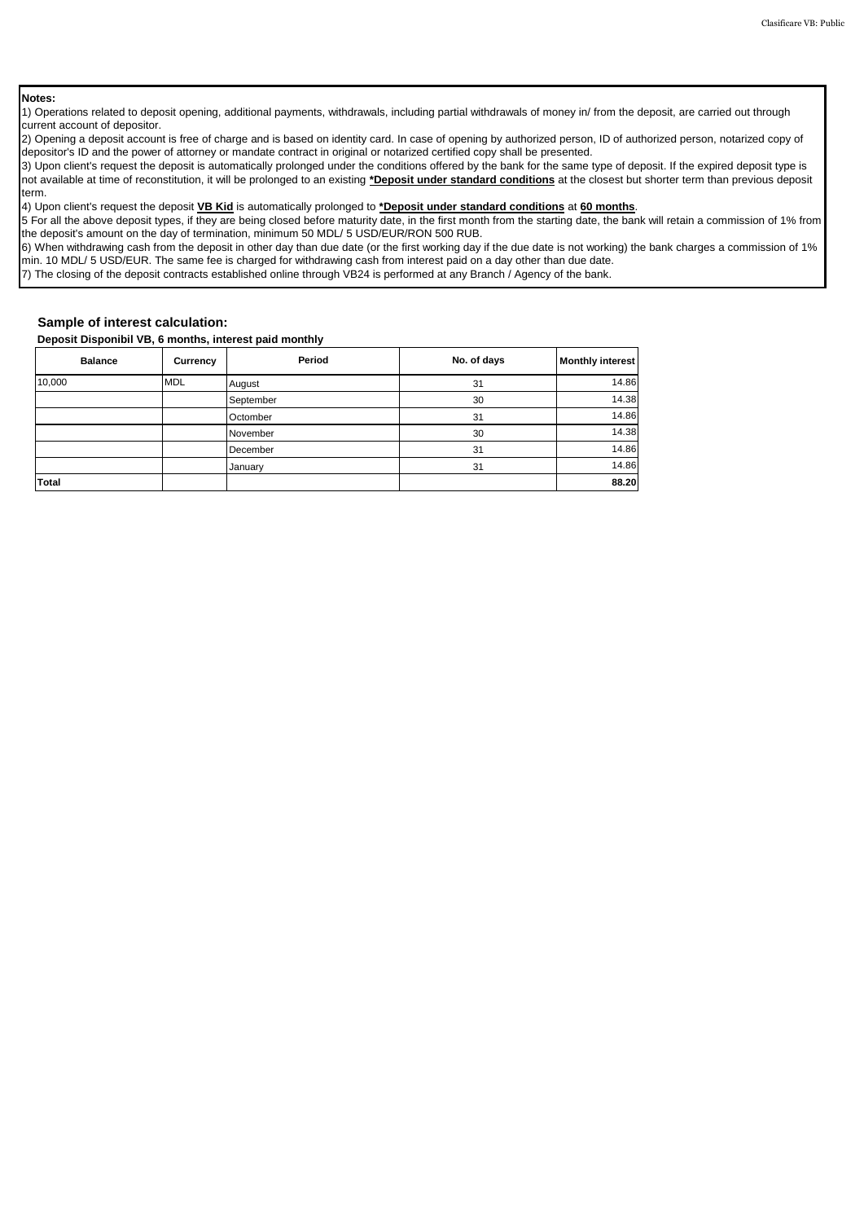**Notes:**

1) Operations related to deposit opening, additional payments, withdrawals, including partial withdrawals of money in/ from the deposit, are carried out through current account of depositor.

2) Opening a deposit account is free of charge and is based on identity card. In case of opening by authorized person, ID of authorized person, notarized copy of depositor's ID and the power of attorney or mandate contract in original or notarized certified copy shall be presented.

3) Upon client's request the deposit is automatically prolonged under the conditions offered by the bank for the same type of deposit. If the expired deposit type is not available at time of reconstitution, it will be prolonged to an existing **\*Deposit under standard conditions** at the closest but shorter term than previous deposit term.

4) Upon client's request the deposit **VB Kid** is automatically prolonged to **\*Deposit under standard conditions** at **60 months**.

5 For all the above deposit types, if they are being closed before maturity date, in the first month from the starting date, the bank will retain a commission of 1% from the deposit's amount on the day of termination, minimum 50 MDL/ 5 USD/EUR/RON 500 RUB.

6) When withdrawing cash from the deposit in other day than due date (or the first working day if the due date is not working) the bank charges a commission of 1% min. 10 MDL/ 5 USD/EUR. The same fee is charged for withdrawing cash from interest paid on a day other than due date.

7) The closing of the deposit contracts established online through VB24 is performed at any Branch / Agency of the bank.

## Sample of interest calculation:

**Deposit Disponibil VB, 6 months, interest paid monthly**

| Balance | Currency | Period | No. of days | Monthly interest |
|---|---|---|---|---|
| 10,000 | MDL | August | 31 | 14.86 |
| | | September | 30 | 14.38 |
| | | Octomber | 31 | 14.86 |
| | | November | 30 | 14.38 |
| | | December | 31 | 14.86 |
| | | January | 31 | 14.86 |
| **Total** | | | | **88.20** |